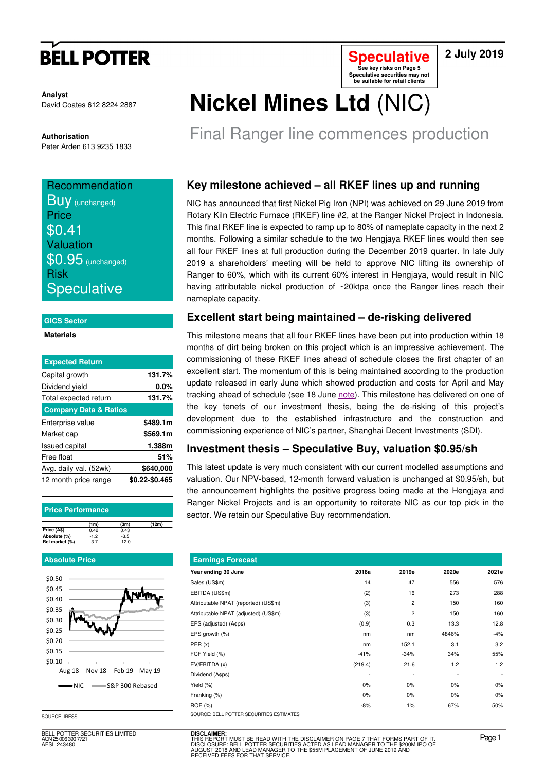# BELL POTTER

**Speculative**
See key risks on Page 5
Speculative securities may not be suitable for retail clients

2 July 2019

**Analyst**
David Coates 612 8224 2887

**Authorisation**
Peter Arden 613 9235 1833

# Nickel Mines Ltd (NIC)

## Final Ranger line commences production

Recommendation
**Buy** (unchanged)
Price
**$0.41**
Valuation
**$0.95** (unchanged)
Risk
**Speculative**

**GICS Sector**

Materials

| Expected Return | |
|---|---|
| Capital growth | 131.7% |
| Dividend yield | 0.0% |
| Total expected return | 131.7% |
| **Company Data & Ratios** | |
| Enterprise value | $489.1m |
| Market cap | $569.1m |
| Issued capital | 1,388m |
| Free float | 51% |
| Avg. daily val. (52wk) | $640,000 |
| 12 month price range | $0.22-$0.465 |

**Price Performance**

| | (1m) | (3m) | (12m) |
|---|---|---|---|
| Price (A$) | 0.42 | 0.43 | |
| Absolute (%) | -1.2 | -3.5 | |
| Rel market (%) | -3.7 | -12.0 | |

**Absolute Price**

SOURCE: IRESS

## Key milestone achieved – all RKEF lines up and running

NIC has announced that first Nickel Pig Iron (NPI) was achieved on 29 June 2019 from Rotary Kiln Electric Furnace (RKEF) line #2, at the Ranger Nickel Project in Indonesia. This final RKEF line is expected to ramp up to 80% of nameplate capacity in the next 2 months. Following a similar schedule to the two Hengjaya RKEF lines would then see all four RKEF lines at full production during the December 2019 quarter. In late July 2019 a shareholders' meeting will be held to approve NIC lifting its ownership of Ranger to 60%, which with its current 60% interest in Hengjaya, would result in NIC having attributable nickel production of ~20ktpa once the Ranger lines reach their nameplate capacity.

## Excellent start being maintained – de-risking delivered

This milestone means that all four RKEF lines have been put into production within 18 months of dirt being broken on this project which is an impressive achievement. The commissioning of these RKEF lines ahead of schedule closes the first chapter of an excellent start. The momentum of this is being maintained according to the production update released in early June which showed production and costs for April and May tracking ahead of schedule (see 18 June note). This milestone has delivered on one of the key tenets of our investment thesis, being the de-risking of this project's development due to the established infrastructure and the construction and commissioning experience of NIC's partner, Shanghai Decent Investments (SDI).

## Investment thesis – Speculative Buy, valuation $0.95/sh

This latest update is very much consistent with our current modelled assumptions and valuation. Our NPV-based, 12-month forward valuation is unchanged at $0.95/sh, but the announcement highlights the positive progress being made at the Hengjaya and Ranger Nickel Projects and is an opportunity to reiterate NIC as our top pick in the sector. We retain our Speculative Buy recommendation.

**Earnings Forecast**

| Year ending 30 June | 2018a | 2019e | 2020e | 2021e |
|---|---|---|---|---|
| Sales (US$m) | 14 | 47 | 556 | 576 |
| EBITDA (US$m) | (2) | 16 | 273 | 288 |
| Attributable NPAT (reported) (US$m) | (3) | 2 | 150 | 160 |
| Attributable NPAT (adjusted) (US$m) | (3) | 2 | 150 | 160 |
| EPS (adjusted) (A¢ps) | (0.9) | 0.3 | 13.3 | 12.8 |
| EPS growth (%) | nm | nm | 4846% | -4% |
| PER (x) | nm | 152.1 | 3.1 | 3.2 |
| FCF Yield (%) | -41% | -34% | 34% | 55% |
| EV/EBITDA (x) | (219.4) | 21.6 | 1.2 | 1.2 |
| Dividend (A¢ps) | - | - | - | - |
| Yield (%) | 0% | 0% | 0% | 0% |
| Franking (%) | 0% | 0% | 0% | 0% |
| ROE (%) | -8% | 1% | 67% | 50% |

SOURCE: BELL POTTER SECURITIES ESTIMATES

BELL POTTER SECURITIES LIMITED
ACN 25 006 390 7721
AFSL 243480

**DISCLAIMER:**
THIS REPORT MUST BE READ WITH THE DISCLAIMER ON PAGE 7 THAT FORMS PART OF IT.
DISCLOSURE: BELL POTTER SECURITIES ACTED AS LEAD MANAGER TO THE $200M IPO OF AUGUST 2018 AND LEAD MANAGER TO THE $55M PLACEMENT OF JUNE 2019 AND RECEIVED FEES FOR THAT SERVICE.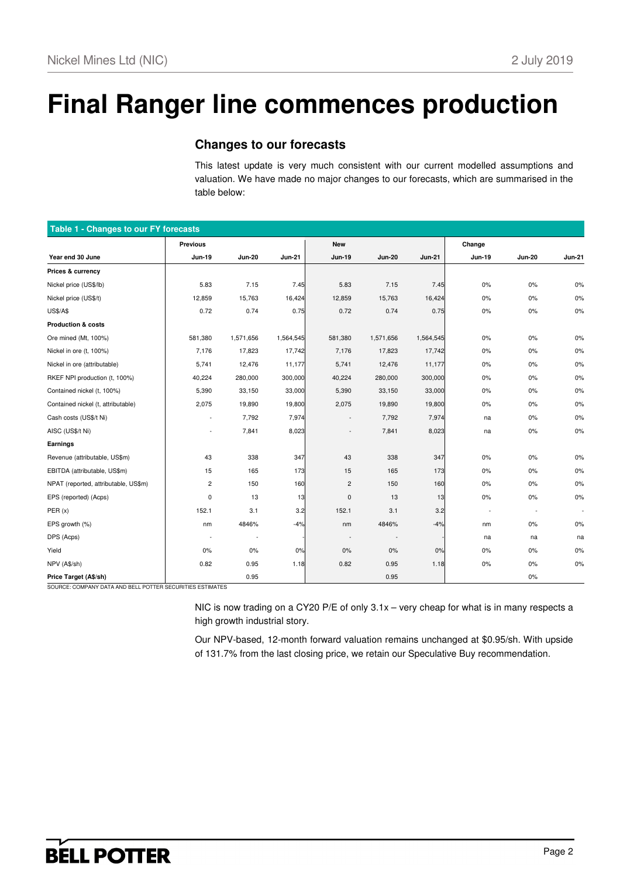# Final Ranger line commences production

## Changes to our forecasts

This latest update is very much consistent with our current modelled assumptions and valuation. We have made no major changes to our forecasts, which are summarised in the table below:

**Table 1 - Changes to our FY forecasts**

| | Previous | | | New | | | Change | | |
|---|---|---|---|---|---|---|---|---|---|
| **Year end 30 June** | **Jun-19** | **Jun-20** | **Jun-21** | **Jun-19** | **Jun-20** | **Jun-21** | **Jun-19** | **Jun-20** | **Jun-21** |
| **Prices & currency** | | | | | | | | | |
| Nickel price (US$/lb) | 5.83 | 7.15 | 7.45 | 5.83 | 7.15 | 7.45 | 0% | 0% | 0% |
| Nickel price (US$/t) | 12,859 | 15,763 | 16,424 | 12,859 | 15,763 | 16,424 | 0% | 0% | 0% |
| US$/A$ | 0.72 | 0.74 | 0.75 | 0.72 | 0.74 | 0.75 | 0% | 0% | 0% |
| **Production & costs** | | | | | | | | | |
| Ore mined (Mt, 100%) | 581,380 | 1,571,656 | 1,564,545 | 581,380 | 1,571,656 | 1,564,545 | 0% | 0% | 0% |
| Nickel in ore (t, 100%) | 7,176 | 17,823 | 17,742 | 7,176 | 17,823 | 17,742 | 0% | 0% | 0% |
| Nickel in ore (attributable) | 5,741 | 12,476 | 11,177 | 5,741 | 12,476 | 11,177 | 0% | 0% | 0% |
| RKEF NPI production (t, 100%) | 40,224 | 280,000 | 300,000 | 40,224 | 280,000 | 300,000 | 0% | 0% | 0% |
| Contained nickel (t, 100%) | 5,390 | 33,150 | 33,000 | 5,390 | 33,150 | 33,000 | 0% | 0% | 0% |
| Contained nickel (t, attributable) | 2,075 | 19,890 | 19,800 | 2,075 | 19,890 | 19,800 | 0% | 0% | 0% |
| Cash costs (US$/t Ni) | - | 7,792 | 7,974 | - | 7,792 | 7,974 | na | 0% | 0% |
| AISC (US$/t Ni) | - | 7,841 | 8,023 | - | 7,841 | 8,023 | na | 0% | 0% |
| **Earnings** | | | | | | | | | |
| Revenue (attributable, US$m) | 43 | 338 | 347 | 43 | 338 | 347 | 0% | 0% | 0% |
| EBITDA (attributable, US$m) | 15 | 165 | 173 | 15 | 165 | 173 | 0% | 0% | 0% |
| NPAT (reported, attributable, US$m) | 2 | 150 | 160 | 2 | 150 | 160 | 0% | 0% | 0% |
| EPS (reported) (Acps) | 0 | 13 | 13 | 0 | 13 | 13 | 0% | 0% | 0% |
| PER (x) | 152.1 | 3.1 | 3.2 | 152.1 | 3.1 | 3.2 | - | - | - |
| EPS growth (%) | nm | 4846% | -4% | nm | 4846% | -4% | nm | 0% | 0% |
| DPS (Acps) | - | - | - | - | - | - | na | na | na |
| Yield | 0% | 0% | 0% | 0% | 0% | 0% | 0% | 0% | 0% |
| NPV (A$/sh) | 0.82 | 0.95 | 1.18 | 0.82 | 0.95 | 1.18 | 0% | 0% | 0% |
| **Price Target (A$/sh)** | | 0.95 | | | 0.95 | | | 0% | |

SOURCE: COMPANY DATA AND BELL POTTER SECURITIES ESTIMATES

NIC is now trading on a CY20 P/E of only 3.1x – very cheap for what is in many respects a high growth industrial story.

Our NPV-based, 12-month forward valuation remains unchanged at $0.95/sh. With upside of 131.7% from the last closing price, we retain our Speculative Buy recommendation.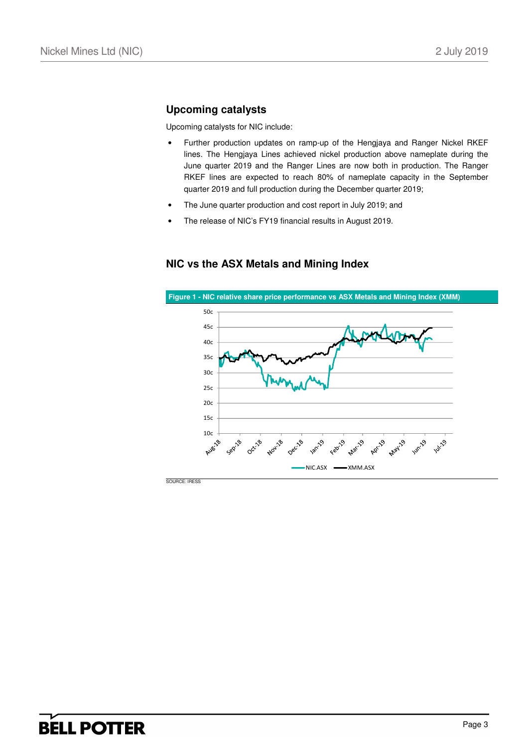## Upcoming catalysts

Upcoming catalysts for NIC include:

- Further production updates on ramp-up of the Hengjaya and Ranger Nickel RKEF lines. The Hengjaya Lines achieved nickel production above nameplate during the June quarter 2019 and the Ranger Lines are now both in production. The Ranger RKEF lines are expected to reach 80% of nameplate capacity in the September quarter 2019 and full production during the December quarter 2019;
- The June quarter production and cost report in July 2019; and
- The release of NIC's FY19 financial results in August 2019.

## NIC vs the ASX Metals and Mining Index

**Figure 1 - NIC relative share price performance vs ASX Metals and Mining Index (XMM)**

SOURCE: IRESS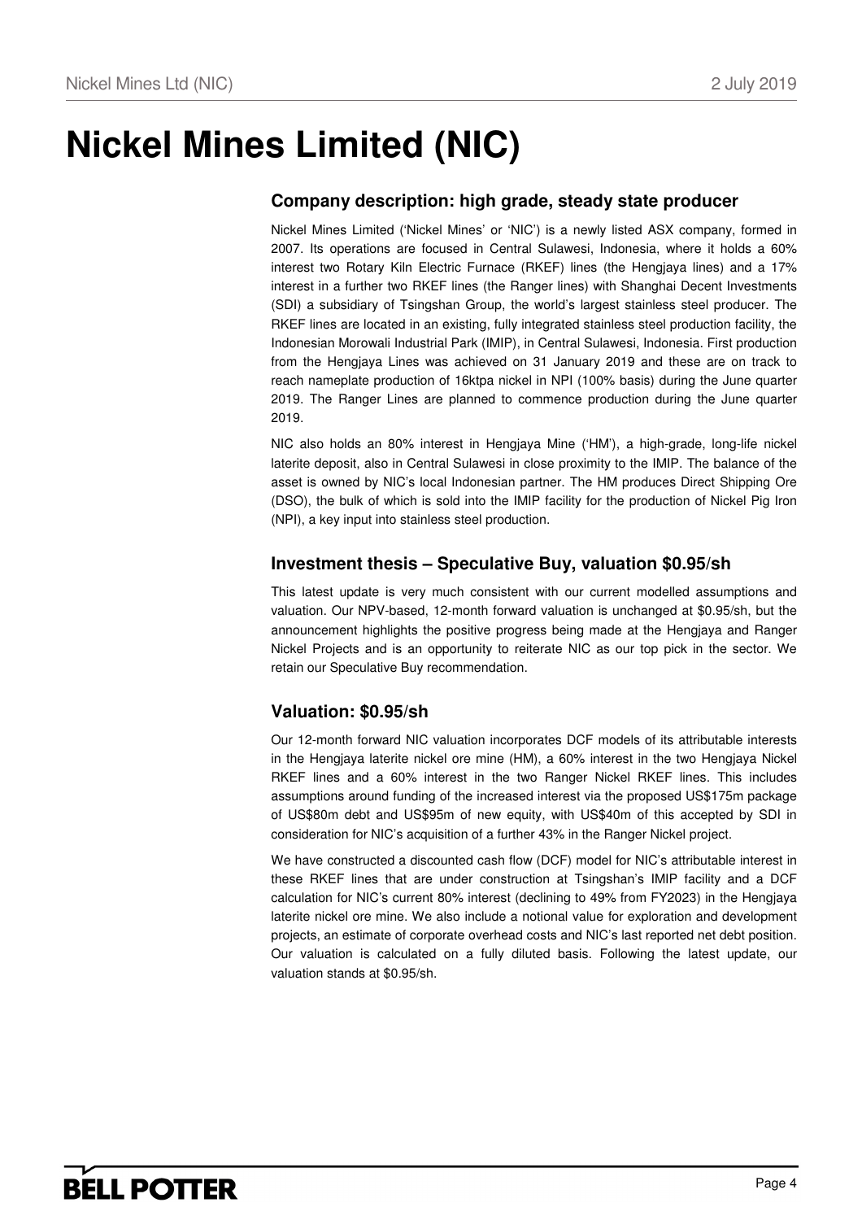# Nickel Mines Limited (NIC)

## Company description: high grade, steady state producer

Nickel Mines Limited ('Nickel Mines' or 'NIC') is a newly listed ASX company, formed in 2007. Its operations are focused in Central Sulawesi, Indonesia, where it holds a 60% interest two Rotary Kiln Electric Furnace (RKEF) lines (the Hengjaya lines) and a 17% interest in a further two RKEF lines (the Ranger lines) with Shanghai Decent Investments (SDI) a subsidiary of Tsingshan Group, the world's largest stainless steel producer. The RKEF lines are located in an existing, fully integrated stainless steel production facility, the Indonesian Morowali Industrial Park (IMIP), in Central Sulawesi, Indonesia. First production from the Hengjaya Lines was achieved on 31 January 2019 and these are on track to reach nameplate production of 16ktpa nickel in NPI (100% basis) during the June quarter 2019. The Ranger Lines are planned to commence production during the June quarter 2019.

NIC also holds an 80% interest in Hengjaya Mine ('HM'), a high-grade, long-life nickel laterite deposit, also in Central Sulawesi in close proximity to the IMIP. The balance of the asset is owned by NIC's local Indonesian partner. The HM produces Direct Shipping Ore (DSO), the bulk of which is sold into the IMIP facility for the production of Nickel Pig Iron (NPI), a key input into stainless steel production.

## Investment thesis – Speculative Buy, valuation $0.95/sh

This latest update is very much consistent with our current modelled assumptions and valuation. Our NPV-based, 12-month forward valuation is unchanged at $0.95/sh, but the announcement highlights the positive progress being made at the Hengjaya and Ranger Nickel Projects and is an opportunity to reiterate NIC as our top pick in the sector. We retain our Speculative Buy recommendation.

## Valuation: $0.95/sh

Our 12-month forward NIC valuation incorporates DCF models of its attributable interests in the Hengjaya laterite nickel ore mine (HM), a 60% interest in the two Hengjaya Nickel RKEF lines and a 60% interest in the two Ranger Nickel RKEF lines. This includes assumptions around funding of the increased interest via the proposed US$175m package of US$80m debt and US$95m of new equity, with US$40m of this accepted by SDI in consideration for NIC's acquisition of a further 43% in the Ranger Nickel project.

We have constructed a discounted cash flow (DCF) model for NIC's attributable interest in these RKEF lines that are under construction at Tsingshan's IMIP facility and a DCF calculation for NIC's current 80% interest (declining to 49% from FY2023) in the Hengjaya laterite nickel ore mine. We also include a notional value for exploration and development projects, an estimate of corporate overhead costs and NIC's last reported net debt position. Our valuation is calculated on a fully diluted basis. Following the latest update, our valuation stands at $0.95/sh.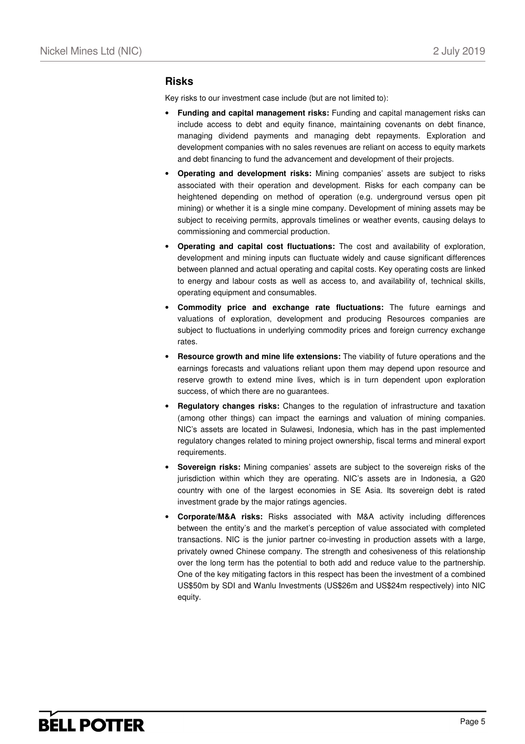## Risks

Key risks to our investment case include (but are not limited to):

- **Funding and capital management risks:** Funding and capital management risks can include access to debt and equity finance, maintaining covenants on debt finance, managing dividend payments and managing debt repayments. Exploration and development companies with no sales revenues are reliant on access to equity markets and debt financing to fund the advancement and development of their projects.
- **Operating and development risks:** Mining companies' assets are subject to risks associated with their operation and development. Risks for each company can be heightened depending on method of operation (e.g. underground versus open pit mining) or whether it is a single mine company. Development of mining assets may be subject to receiving permits, approvals timelines or weather events, causing delays to commissioning and commercial production.
- **Operating and capital cost fluctuations:** The cost and availability of exploration, development and mining inputs can fluctuate widely and cause significant differences between planned and actual operating and capital costs. Key operating costs are linked to energy and labour costs as well as access to, and availability of, technical skills, operating equipment and consumables.
- **Commodity price and exchange rate fluctuations:** The future earnings and valuations of exploration, development and producing Resources companies are subject to fluctuations in underlying commodity prices and foreign currency exchange rates.
- **Resource growth and mine life extensions:** The viability of future operations and the earnings forecasts and valuations reliant upon them may depend upon resource and reserve growth to extend mine lives, which is in turn dependent upon exploration success, of which there are no guarantees.
- **Regulatory changes risks:** Changes to the regulation of infrastructure and taxation (among other things) can impact the earnings and valuation of mining companies. NIC's assets are located in Sulawesi, Indonesia, which has in the past implemented regulatory changes related to mining project ownership, fiscal terms and mineral export requirements.
- **Sovereign risks:** Mining companies' assets are subject to the sovereign risks of the jurisdiction within which they are operating. NIC's assets are in Indonesia, a G20 country with one of the largest economies in SE Asia. Its sovereign debt is rated investment grade by the major ratings agencies.
- **Corporate/M&A risks:** Risks associated with M&A activity including differences between the entity's and the market's perception of value associated with completed transactions. NIC is the junior partner co-investing in production assets with a large, privately owned Chinese company. The strength and cohesiveness of this relationship over the long term has the potential to both add and reduce value to the partnership. One of the key mitigating factors in this respect has been the investment of a combined US$50m by SDI and Wanlu Investments (US$26m and US$24m respectively) into NIC equity.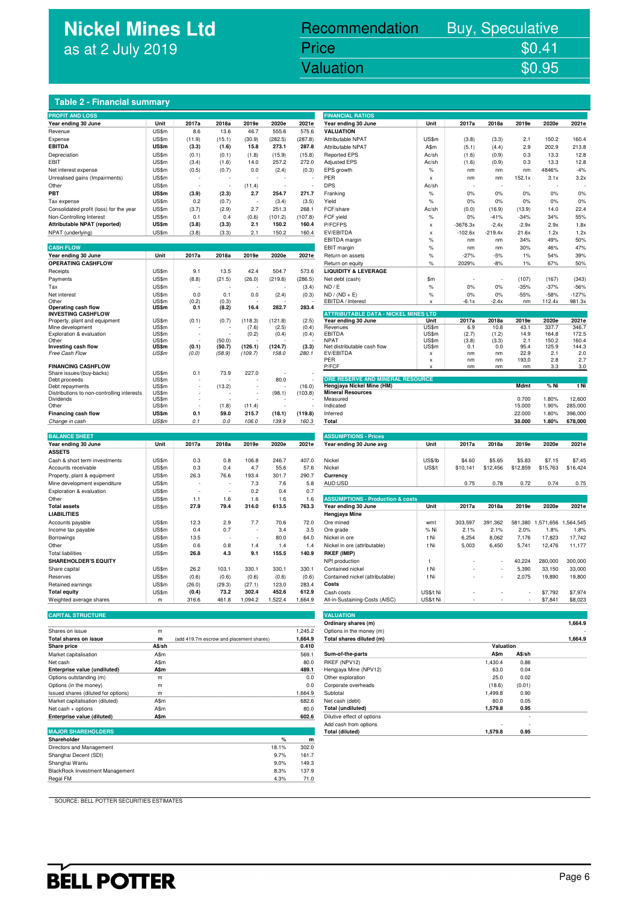# Nickel Mines Ltd
as at 2 July 2019

| Recommendation | Buy, Speculative |
|---|---|
| Price | $0.41 |
| Valuation | $0.95 |

## Table 2 - Financial summary

### PROFIT AND LOSS

| Year ending 30 June | Unit | 2017a | 2018a | 2019e | 2020e | 2021e |
|---|---|---|---|---|---|---|
| Revenue | US$m | 8.6 | 13.6 | 46.7 | 555.6 | 575.6 |
| Expense | US$m | (11.9) | (15.1) | (30.9) | (282.5) | (287.8) |
| **EBITDA** | **US$m** | **(3.3)** | **(1.6)** | **15.8** | **273.1** | **287.8** |
| Depreciation | US$m | (0.1) | (0.1) | (1.8) | (15.9) | (15.8) |
| EBIT | US$m | (3.4) | (1.6) | 14.0 | 257.2 | 272.0 |
| Net interest expense | US$m | (0.5) | (0.7) | 0.0 | (2.4) | (0.3) |
| Unrealised gains (Impairments) | US$m | - | - | - | - | - |
| Other | US$m | - | - | (11.4) | - | - |
| **PBT** | **US$m** | **(3.9)** | **(2.3)** | **2.7** | **254.7** | **271.7** |
| Tax expense | US$m | 0.2 | (0.7) | - | (3.4) | (3.5) |
| Consolidated profit (loss) for the year | US$m | (3.7) | (2.9) | 2.7 | 251.3 | 268.1 |
| Non-Controlling Interest | US$m | 0.1 | 0.4 | (0.6) | (101.2) | (107.8) |
| **Attributable NPAT (reported)** | **US$m** | **(3.8)** | **(3.3)** | **2.1** | **150.2** | **160.4** |
| NPAT (underlying) | US$m | (3.8) | (3.3) | 2.1 | 150.2 | 160.4 |

### CASH FLOW

| Year ending 30 June | Unit | 2017a | 2018a | 2019e | 2020e | 2021e |
|---|---|---|---|---|---|---|
| **OPERATING CASHFLOW** | | | | | | |
| Receipts | US$m | 9.1 | 13.5 | 42.4 | 504.7 | 573.6 |
| Payments | US$m | (8.8) | (21.5) | (26.0) | (219.6) | (286.5) |
| Tax | US$m | - | - | - | - | (3.4) |
| Net interest | US$m | 0.0 | 0.1 | 0.0 | (2.4) | (0.3) |
| Other | US$m | (0.2) | (0.3) | - | - | - |
| **Operating cash flow** | **US$m** | **0.1** | **(8.2)** | **16.4** | **282.7** | **283.4** |
| **INVESTING CASHFLOW** | | | | | | |
| Property, plant and equipment | US$m | (0.1) | (0.7) | (118.3) | (121.8) | (2.5) |
| Mine development | US$m | - | - | (7.6) | (2.5) | (0.4) |
| Exploration & evaluation | US$m | - | - | (0.2) | (0.4) | (0.4) |
| Other | US$m | - | (50.0) | - | - | - |
| **Investing cash flow** | **US$m** | **(0.1)** | **(50.7)** | **(126.1)** | **(124.7)** | **(3.3)** |
| *Free Cash Flow* | *US$m* | *(0.0)* | *(58.9)* | *(109.7)* | *158.0* | *280.1* |
| **FINANCING CASHFLOW** | | | | | | |
| Share issues/(buy-backs) | US$m | 0.1 | 73.9 | 227.0 | - | - |
| Debt proceeds | US$m | - | - | - | 80.0 | - |
| Debt repayments | US$m | - | (13.2) | - | - | (16.0) |
| Distributions to non-controlling interests | US$m | - | - | - | (98.1) | (103.8) |
| Dividends | US$m | - | - | - | - | - |
| Other | US$m | - | (1.8) | (11.4) | - | - |
| **Financing cash flow** | **US$m** | **0.1** | **59.0** | **215.7** | **(18.1)** | **(119.8)** |
| *Change in cash* | *US$m* | *0.1* | *0.0* | *106.0* | *139.9* | *160.3* |

### BALANCE SHEET

| Year ending 30 June | Unit | 2017a | 2018a | 2019e | 2020e | 2021e |
|---|---|---|---|---|---|---|
| **ASSETS** | | | | | | |
| Cash & short term investments | US$m | 0.3 | 0.8 | 106.8 | 246.7 | 407.0 |
| Accounts receivable | US$m | 0.3 | 0.4 | 4.7 | 55.6 | 57.6 |
| Property, plant & equipment | US$m | 26.3 | 76.6 | 193.4 | 301.7 | 290.7 |
| Mine development expenditure | US$m | - | - | 7.3 | 7.6 | 5.8 |
| Exploration & evaluation | US$m | - | - | 0.2 | 0.4 | 0.7 |
| Other | US$m | 1.1 | 1.6 | 1.6 | 1.6 | 1.6 |
| **Total assets** | **US$m** | **27.9** | **79.4** | **314.0** | **613.5** | **763.3** |
| **LIABILITIES** | | | | | | |
| Accounts payable | US$m | 12.3 | 2.9 | 7.7 | 70.6 | 72.0 |
| Income tax payable | US$m | 0.4 | 0.7 | - | 3.4 | 3.5 |
| Borrowings | US$m | 13.5 | - | - | 80.0 | 64.0 |
| Other | US$m | 0.6 | 0.8 | 1.4 | 1.4 | 1.4 |
| Total liabilities | US$m | 26.8 | 4.3 | 9.1 | 155.5 | 140.9 |
| **SHAREHOLDER'S EQUITY** | | | | | | |
| Share capital | US$m | 26.2 | 103.1 | 330.1 | 330.1 | 330.1 |
| Reserves | US$m | (0.6) | (0.6) | (0.6) | (0.6) | (0.6) |
| Retained earnings | US$m | (26.0) | (29.3) | (27.1) | 123.0 | 283.4 |
| **Total equity** | **US$m** | **(0.4)** | **73.2** | **302.4** | **452.6** | **612.9** |
| Weighted average shares | m | 316.6 | 461.8 | 1,094.2 | 1,522.4 | 1,664.9 |

### CAPITAL STRUCTURE

| | Unit | | |
|---|---|---|---|
| Shares on issue | m | | 1,245.2 |
| **Total shares on issue** | **m** | (add 419.7m escrow and placement shares) | **1,664.9** |
| **Share price** | **A$/sh** | | **0.410** |
| Market capitalisation | A$m | | 569.1 |
| Net cash | A$m | | 80.0 |
| **Enterprise value (undiluted)** | **A$m** | | **489.1** |
| Options outstanding (m) | m | | 0.0 |
| Options (in the money) | m | | 0.0 |
| Issued shares (diluted for options) | m | | 1,664.9 |
| Market capitalisation (diluted) | A$m | | 682.6 |
| Net cash + options | A$m | | 80.0 |
| **Enterprise value (diluted)** | **A$m** | | **602.6** |

### MAJOR SHAREHOLDERS

| Shareholder | % | m |
|---|---|---|
| Directors and Management | 18.1% | 302.0 |
| Shanghai Decent (SDI) | 9.7% | 161.7 |
| Shanghai Wanlu | 9.0% | 149.3 |
| BlackRock Investment Management | 8.3% | 137.9 |
| Regal FM | 4.3% | 71.0 |

### FINANCIAL RATIOS

| Year ending 30 June | Unit | 2017a | 2018a | 2019e | 2020e | 2021e |
|---|---|---|---|---|---|---|
| **VALUATION** | | | | | | |
| Attributable NPAT | US$m | (3.8) | (3.3) | 2.1 | 150.2 | 160.4 |
| Attributable NPAT | A$m | (5.1) | (4.4) | 2.9 | 202.9 | 213.8 |
| Reported EPS | Ac/sh | (1.6) | (0.9) | 0.3 | 13.3 | 12.8 |
| Adjusted EPS | Ac/sh | (1.6) | (0.9) | 0.3 | 13.3 | 12.8 |
| EPS growth | % | nm | nm | nm | 4846% | -4% |
| PER | x | nm | nm | 152.1x | 3.1x | 3.2x |
| DPS | Ac/sh | - | - | - | - | - |
| Franking | % | 0% | 0% | 0% | 0% | 0% |
| Yield | % | 0% | 0% | 0% | 0% | 0% |
| FCF/share | Ac/sh | (0.0) | (16.9) | (13.9) | 14.0 | 22.4 |
| FCF yield | % | 0% | -41% | -34% | 34% | 55% |
| P/FCFPS | x | -3676.3x | -2.4x | -2.9x | 2.9x | 1.8x |
| EV/EBITDA | x | -102.6x | -219.4x | 21.6x | 1.2x | 1.2x |
| EBITDA margin | % | nm | nm | 34% | 49% | 50% |
| EBIT margin | % | nm | nm | 30% | 46% | 47% |
| Return on assets | % | -27% | -5% | 1% | 54% | 39% |
| Return on equity | % | 2029% | -8% | 1% | 67% | 50% |
| **LIQUIDITY & LEVERAGE** | | | | | | |
| Net debt (cash) | $m | - | - | (107) | (167) | (343) |
| ND / E | % | 0% | 0% | -35% | -37% | -56% |
| ND / (ND + E) | % | 0% | 0% | -55% | -58% | -127% |
| EBITDA / Interest | x | -6.1x | -2.4x | nm | 112.4x | 981.3x |

### ATTRIBUTABLE DATA - NICKEL MINES LTD

| Year ending 30 June | Unit | 2017a | 2018a | 2019e | 2020e | 2021e |
|---|---|---|---|---|---|---|
| Revenues | US$m | 6.9 | 10.8 | 43.1 | 337.7 | 346.7 |
| EBITDA | US$m | (2.7) | (1.2) | 14.9 | 164.8 | 172.5 |
| NPAT | US$m | (3.8) | (3.3) | 2.1 | 150.2 | 160.4 |
| Net distributable cash flow | US$m | 0.1 | 0.0 | 95.4 | 125.9 | 144.3 |
| EV/EBITDA | x | nm | nm | 22.9 | 2.1 | 2.0 |
| PER | x | nm | nm | 193.0 | 2.8 | 2.7 |
| P/FCF | x | nm | nm | nm | 3.3 | 3.0 |

### ORE RESERVE AND MINERAL RESOURCE

| Hengjaya Nickel Mine (HM) | Mdmt | % Ni | t Ni |
|---|---|---|---|
| **Mineral Resources** | | | |
| Measured | 0.700 | 1.80% | 12,600 |
| Indicated | 15.000 | 1.90% | 285,000 |
| Inferred | 22.000 | 1.80% | 396,000 |
| **Total** | **38.000** | **1.80%** | **678,000** |

### ASSUMPTIONS - Prices

| Year ending 30 June avg | Unit | 2017a | 2018a | 2019e | 2020e | 2021e |
|---|---|---|---|---|---|---|
| Nickel | US$/lb | $4.60 | $5.65 | $5.83 | $7.15 | $7.45 |
| Nickel | US$/t | $10,141 | $12,456 | $12,859 | $15,763 | $16,424 |
| **Currency** | | | | | | |
| AUD:USD | | 0.75 | 0.78 | 0.72 | 0.74 | 0.75 |

### ASSUMPTIONS - Production & costs

| Year ending 30 June | Unit | 2017a | 2018a | 2019e | 2020e | 2021e |
|---|---|---|---|---|---|---|
| **Hengjaya Mine** | | | | | | |
| Ore mined | wmt | 303,597 | 391,362 | 581,380 | 1,571,656 | 1,564,545 |
| Ore grade | % Ni | 2.1% | 2.1% | 2.0% | 1.8% | 1.8% |
| Nickel in ore | t Ni | 6,254 | 8,062 | 7,176 | 17,823 | 17,742 |
| Nickel in ore (attributable) | t Ni | 5,003 | 6,450 | 5,741 | 12,476 | 11,177 |
| **RKEF (IMIP)** | | | | | | |
| NPI production | t | - | - | 40,224 | 280,000 | 300,000 |
| Contained nickel | t Ni | - | - | 5,390 | 33,150 | 33,000 |
| Contained nickel (attributable) | t Ni | - | - | 2,075 | 19,890 | 19,800 |
| **Costs** | | | | | | |
| Cash costs | US$/t Ni | - | - | - | $7,792 | $7,974 |
| All-in-Sustaining-Costs (AISC) | US$/t Ni | - | - | - | $7,841 | $8,023 |

### VALUATION

| | | |
|---|---|---|
| **Ordinary shares (m)** | | **1,664.9** |
| Options in the money (m) | | - |
| **Total shares diluted (m)** | | **1,664.9** |

| Sum-of-the-parts | Valuation A$m | A$/sh |
|---|---|---|
| RKEF (NPV12) | 1,430.4 | 0.86 |
| Hengjaya Mine (NPV12) | 63.0 | 0.04 |
| Other exploration | 25.0 | 0.02 |
| Corporate overheads | (18.6) | (0.01) |
| Subtotal | 1,499.8 | 0.90 |
| Net cash (debt) | 80.0 | 0.05 |
| **Total (undiluted)** | **1,579.8** | **0.95** |
| Dilutive effect of options | | - |
| Add cash from options | - | - |
| **Total (diluted)** | **1,579.8** | **0.95** |

SOURCE: BELL POTTER SECURITIES ESTIMATES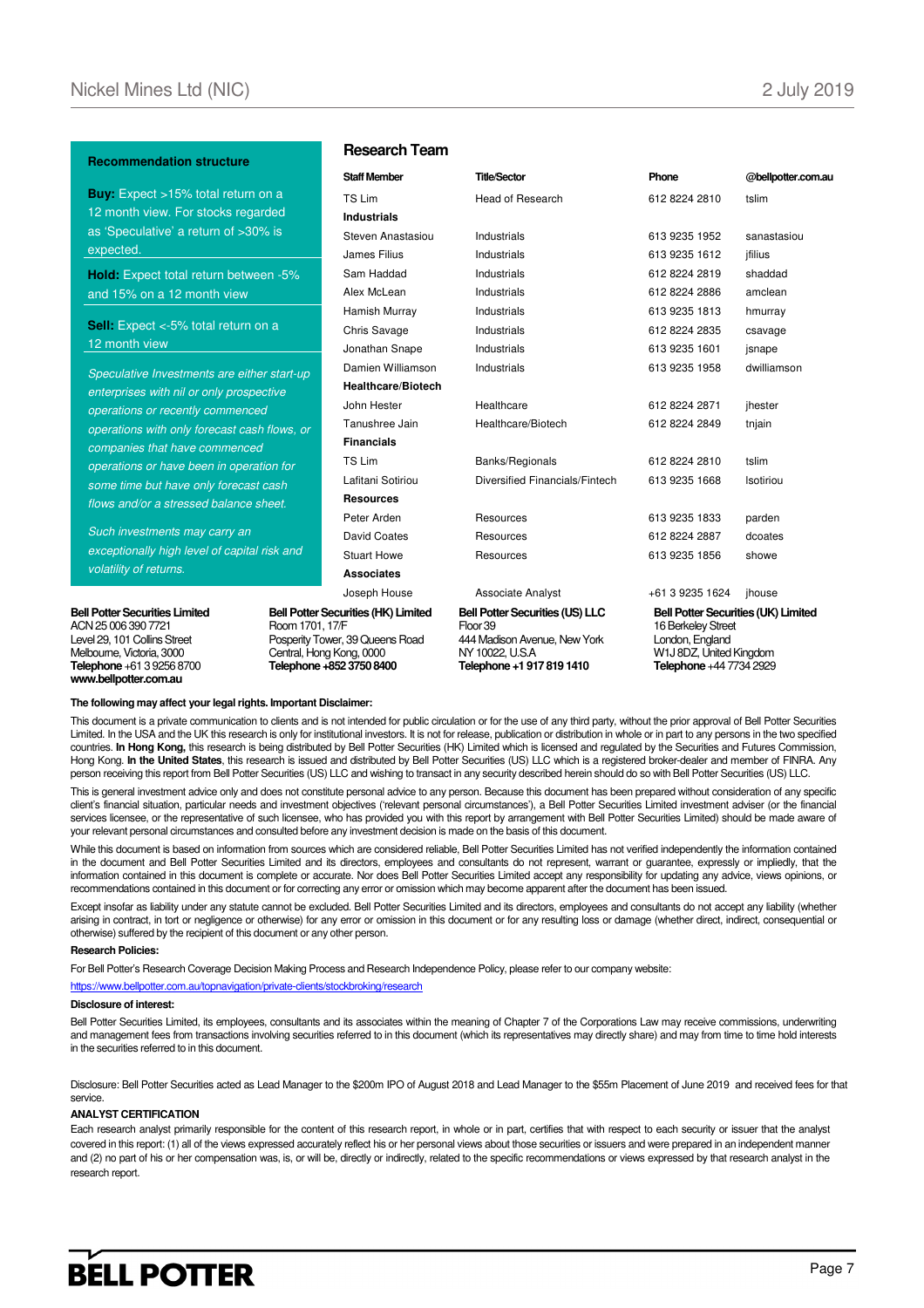**Recommendation structure**

**Buy:** Expect >15% total return on a 12 month view. For stocks regarded as 'Speculative' a return of >30% is expected.

**Hold:** Expect total return between -5% and 15% on a 12 month view

**Sell:** Expect <-5% total return on a 12 month view

*Speculative Investments are either start-up enterprises with nil or only prospective operations or recently commenced operations with only forecast cash flows, or companies that have commenced operations or have been in operation for some time but have only forecast cash flows and/or a stressed balance sheet.*

*Such investments may carry an exceptionally high level of capital risk and volatility of returns.*

## Research Team

| Staff Member | Title/Sector | Phone | @bellpotter.com.au |
|---|---|---|---|
| TS Lim | Head of Research | 612 8224 2810 | tslim |
| **Industrials** | | | |
| Steven Anastasiou | Industrials | 613 9235 1952 | sanastasiou |
| James Filius | Industrials | 613 9235 1612 | jfilius |
| Sam Haddad | Industrials | 612 8224 2819 | shaddad |
| Alex McLean | Industrials | 612 8224 2886 | amclean |
| Hamish Murray | Industrials | 613 9235 1813 | hmurray |
| Chris Savage | Industrials | 612 8224 2835 | csavage |
| Jonathan Snape | Industrials | 613 9235 1601 | jsnape |
| Damien Williamson | Industrials | 613 9235 1958 | dwilliamson |
| **Healthcare/Biotech** | | | |
| John Hester | Healthcare | 612 8224 2871 | jhester |
| Tanushree Jain | Healthcare/Biotech | 612 8224 2849 | tnjain |
| **Financials** | | | |
| TS Lim | Banks/Regionals | 612 8224 2810 | tslim |
| Lafitani Sotiriou | Diversified Financials/Fintech | 613 9235 1668 | lsotiriou |
| **Resources** | | | |
| Peter Arden | Resources | 613 9235 1833 | parden |
| David Coates | Resources | 612 8224 2887 | dcoates |
| Stuart Howe | Resources | 613 9235 1856 | showe |
| **Associates** | | | |
| Joseph House | Associate Analyst | +61 3 9235 1624 | jhouse |

**Bell Potter Securities Limited**
ACN 25 006 390 7721
Level 29, 101 Collins Street
Melbourne, Victoria, 3000
**Telephone** +61 3 9256 8700
**www.bellpotter.com.au**

**Bell Potter Securities (HK) Limited**
Room 1701, 17/F
Posperity Tower, 39 Queens Road
Central, Hong Kong, 0000
**Telephone +852 3750 8400**

**Bell Potter Securities (US) LLC**
Floor 39
444 Madison Avenue, New York
NY 10022, U.S.A
**Telephone +1 917 819 1410**

**Bell Potter Securities (UK) Limited**
16 Berkeley Street
London, England
W1J 8DZ, United Kingdom
**Telephone** +44 7734 2929

**The following may affect your legal rights. Important Disclaimer:**

This document is a private communication to clients and is not intended for public circulation or for the use of any third party, without the prior approval of Bell Potter Securities Limited. In the USA and the UK this research is only for institutional investors. It is not for release, publication or distribution in whole or in part to any persons in the two specified countries. **In Hong Kong,** this research is being distributed by Bell Potter Securities (HK) Limited which is licensed and regulated by the Securities and Futures Commission, Hong Kong. **In the United States**, this research is issued and distributed by Bell Potter Securities (US) LLC which is a registered broker-dealer and member of FINRA. Any person receiving this report from Bell Potter Securities (US) LLC and wishing to transact in any security described herein should do so with Bell Potter Securities (US) LLC.

This is general investment advice only and does not constitute personal advice to any person. Because this document has been prepared without consideration of any specific client's financial situation, particular needs and investment objectives ('relevant personal circumstances'), a Bell Potter Securities Limited investment adviser (or the financial services licensee, or the representative of such licensee, who has provided you with this report by arrangement with Bell Potter Securities Limited) should be made aware of your relevant personal circumstances and consulted before any investment decision is made on the basis of this document.

While this document is based on information from sources which are considered reliable, Bell Potter Securities Limited has not verified independently the information contained in the document and Bell Potter Securities Limited and its directors, employees and consultants do not represent, warrant or guarantee, expressly or impliedly, that the information contained in this document is complete or accurate. Nor does Bell Potter Securities Limited accept any responsibility for updating any advice, views opinions, or recommendations contained in this document or for correcting any error or omission which may become apparent after the document has been issued.

Except insofar as liability under any statute cannot be excluded. Bell Potter Securities Limited and its directors, employees and consultants do not accept any liability (whether arising in contract, in tort or negligence or otherwise) for any error or omission in this document or for any resulting loss or damage (whether direct, indirect, consequential or otherwise) suffered by the recipient of this document or any other person.

**Research Policies:**

For Bell Potter's Research Coverage Decision Making Process and Research Independence Policy, please refer to our company website:
https://www.bellpotter.com.au/topnavigation/private-clients/stockbroking/research

**Disclosure of interest:**

Bell Potter Securities Limited, its employees, consultants and its associates within the meaning of Chapter 7 of the Corporations Law may receive commissions, underwriting and management fees from transactions involving securities referred to in this document (which its representatives may directly share) and may from time to time hold interests in the securities referred to in this document.

Disclosure: Bell Potter Securities acted as Lead Manager to the $200m IPO of August 2018 and Lead Manager to the $55m Placement of June 2019 and received fees for that service.

**ANALYST CERTIFICATION**

Each research analyst primarily responsible for the content of this research report, in whole or in part, certifies that with respect to each security or issuer that the analyst covered in this report: (1) all of the views expressed accurately reflect his or her personal views about those securities or issuers and were prepared in an independent manner and (2) no part of his or her compensation was, is, or will be, directly or indirectly, related to the specific recommendations or views expressed by that research analyst in the research report.